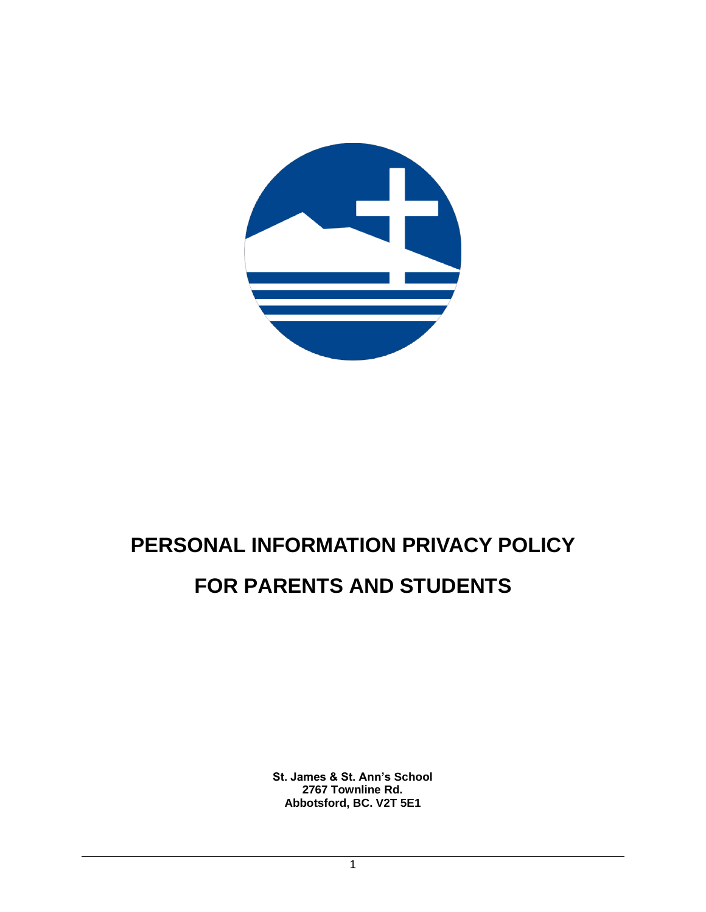# PERSONAL INFORMATION PRIVACY POLICY

# FOR PARENTS AND STUDENTS

**St. James & St. Ann's School**
**2767 Townline Rd.**
**Abbotsford, BC. V2T 5E1**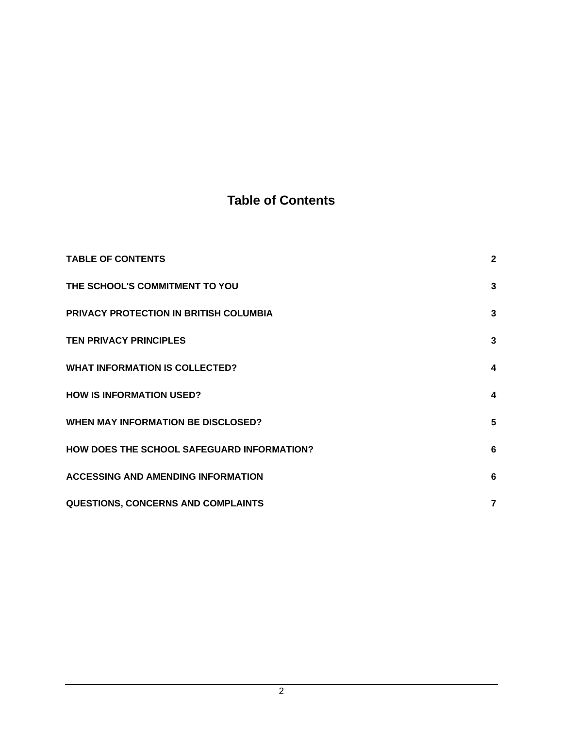# Table of Contents

| | |
|---|---|
| **TABLE OF CONTENTS** | **2** |
| **THE SCHOOL'S COMMITMENT TO YOU** | **3** |
| **PRIVACY PROTECTION IN BRITISH COLUMBIA** | **3** |
| **TEN PRIVACY PRINCIPLES** | **3** |
| **WHAT INFORMATION IS COLLECTED?** | **4** |
| **HOW IS INFORMATION USED?** | **4** |
| **WHEN MAY INFORMATION BE DISCLOSED?** | **5** |
| **HOW DOES THE SCHOOL SAFEGUARD INFORMATION?** | **6** |
| **ACCESSING AND AMENDING INFORMATION** | **6** |
| **QUESTIONS, CONCERNS AND COMPLAINTS** | **7** |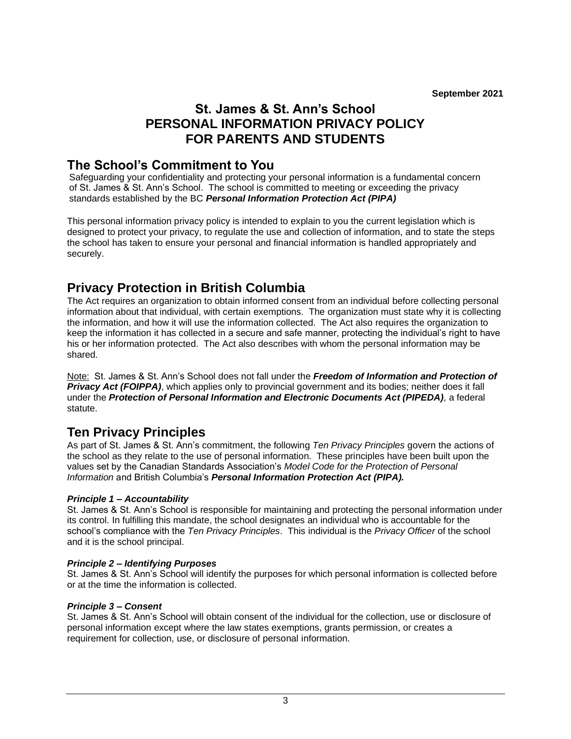September 2021

# St. James & St. Ann's School PERSONAL INFORMATION PRIVACY POLICY FOR PARENTS AND STUDENTS

## The School's Commitment to You

Safeguarding your confidentiality and protecting your personal information is a fundamental concern of St. James & St. Ann's School. The school is committed to meeting or exceeding the privacy standards established by the BC ***Personal Information Protection Act (PIPA)***

This personal information privacy policy is intended to explain to you the current legislation which is designed to protect your privacy, to regulate the use and collection of information, and to state the steps the school has taken to ensure your personal and financial information is handled appropriately and securely.

## Privacy Protection in British Columbia

The Act requires an organization to obtain informed consent from an individual before collecting personal information about that individual, with certain exemptions. The organization must state why it is collecting the information, and how it will use the information collected. The Act also requires the organization to keep the information it has collected in a secure and safe manner, protecting the individual's right to have his or her information protected. The Act also describes with whom the personal information may be shared.

<u>Note:</u> St. James & St. Ann's School does not fall under the ***Freedom of Information and Protection of Privacy Act (FOIPPA)***, which applies only to provincial government and its bodies; neither does it fall under the ***Protection of Personal Information and Electronic Documents Act (PIPEDA)***, a federal statute.

## Ten Privacy Principles

As part of St. James & St. Ann's commitment, the following *Ten Privacy Principles* govern the actions of the school as they relate to the use of personal information. These principles have been built upon the values set by the Canadian Standards Association's *Model Code for the Protection of Personal Information* and British Columbia's ***Personal Information Protection Act (PIPA).***

***Principle 1 – Accountability***

St. James & St. Ann's School is responsible for maintaining and protecting the personal information under its control. In fulfilling this mandate, the school designates an individual who is accountable for the school's compliance with the *Ten Privacy Principles*. This individual is the *Privacy Officer* of the school and it is the school principal.

***Principle 2 – Identifying Purposes***

St. James & St. Ann's School will identify the purposes for which personal information is collected before or at the time the information is collected.

***Principle 3 – Consent***

St. James & St. Ann's School will obtain consent of the individual for the collection, use or disclosure of personal information except where the law states exemptions, grants permission, or creates a requirement for collection, use, or disclosure of personal information.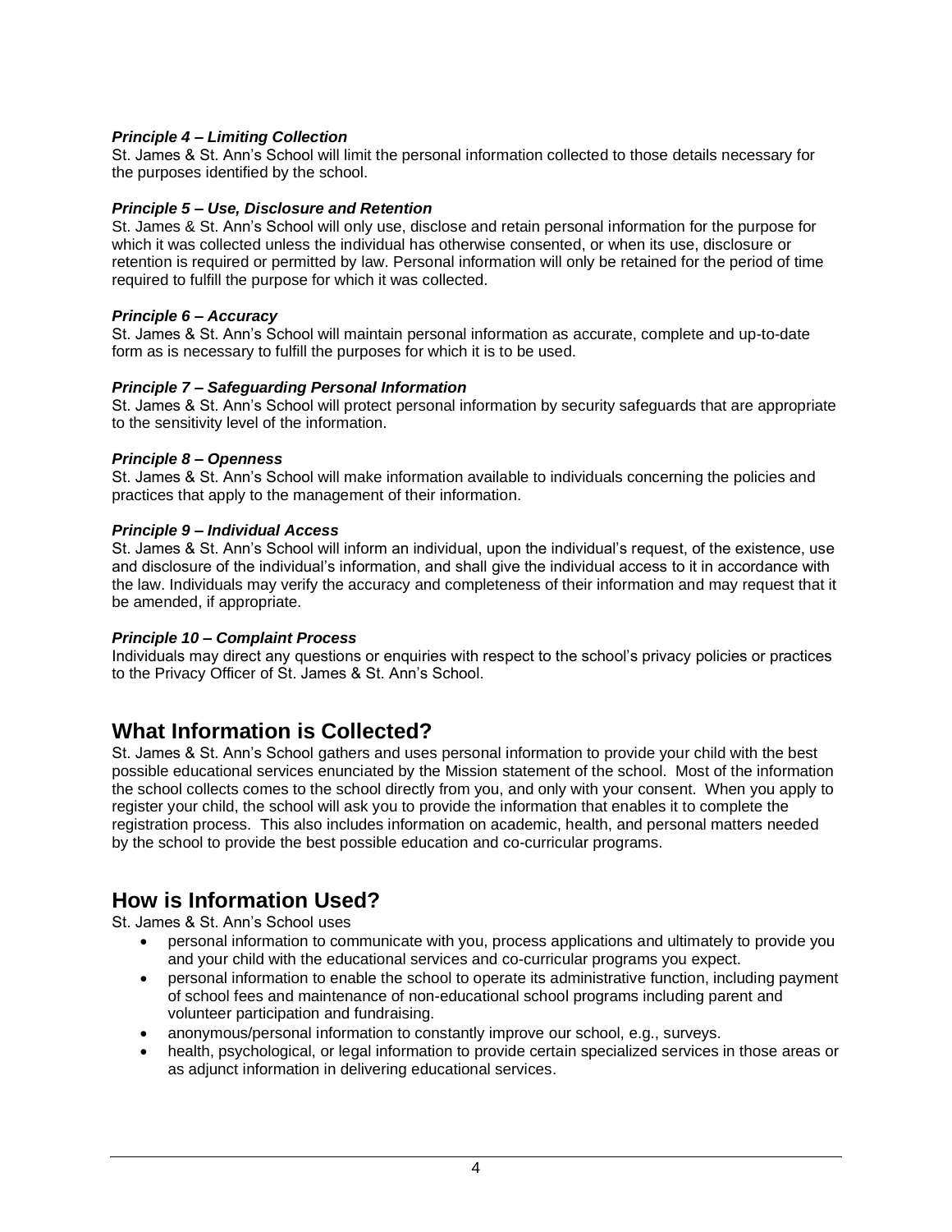***Principle 4 – Limiting Collection***
St. James & St. Ann's School will limit the personal information collected to those details necessary for the purposes identified by the school.

***Principle 5 – Use, Disclosure and Retention***
St. James & St. Ann's School will only use, disclose and retain personal information for the purpose for which it was collected unless the individual has otherwise consented, or when its use, disclosure or retention is required or permitted by law. Personal information will only be retained for the period of time required to fulfill the purpose for which it was collected.

***Principle 6 – Accuracy***
St. James & St. Ann's School will maintain personal information as accurate, complete and up-to-date form as is necessary to fulfill the purposes for which it is to be used.

***Principle 7 – Safeguarding Personal Information***
St. James & St. Ann's School will protect personal information by security safeguards that are appropriate to the sensitivity level of the information.

***Principle 8 – Openness***
St. James & St. Ann's School will make information available to individuals concerning the policies and practices that apply to the management of their information.

***Principle 9 – Individual Access***
St. James & St. Ann's School will inform an individual, upon the individual's request, of the existence, use and disclosure of the individual's information, and shall give the individual access to it in accordance with the law. Individuals may verify the accuracy and completeness of their information and may request that it be amended, if appropriate.

***Principle 10 – Complaint Process***
Individuals may direct any questions or enquiries with respect to the school's privacy policies or practices to the Privacy Officer of St. James & St. Ann's School.

## What Information is Collected?

St. James & St. Ann's School gathers and uses personal information to provide your child with the best possible educational services enunciated by the Mission statement of the school. Most of the information the school collects comes to the school directly from you, and only with your consent. When you apply to register your child, the school will ask you to provide the information that enables it to complete the registration process. This also includes information on academic, health, and personal matters needed by the school to provide the best possible education and co-curricular programs.

## How is Information Used?

St. James & St. Ann's School uses

- personal information to communicate with you, process applications and ultimately to provide you and your child with the educational services and co-curricular programs you expect.
- personal information to enable the school to operate its administrative function, including payment of school fees and maintenance of non-educational school programs including parent and volunteer participation and fundraising.
- anonymous/personal information to constantly improve our school, e.g., surveys.
- health, psychological, or legal information to provide certain specialized services in those areas or as adjunct information in delivering educational services.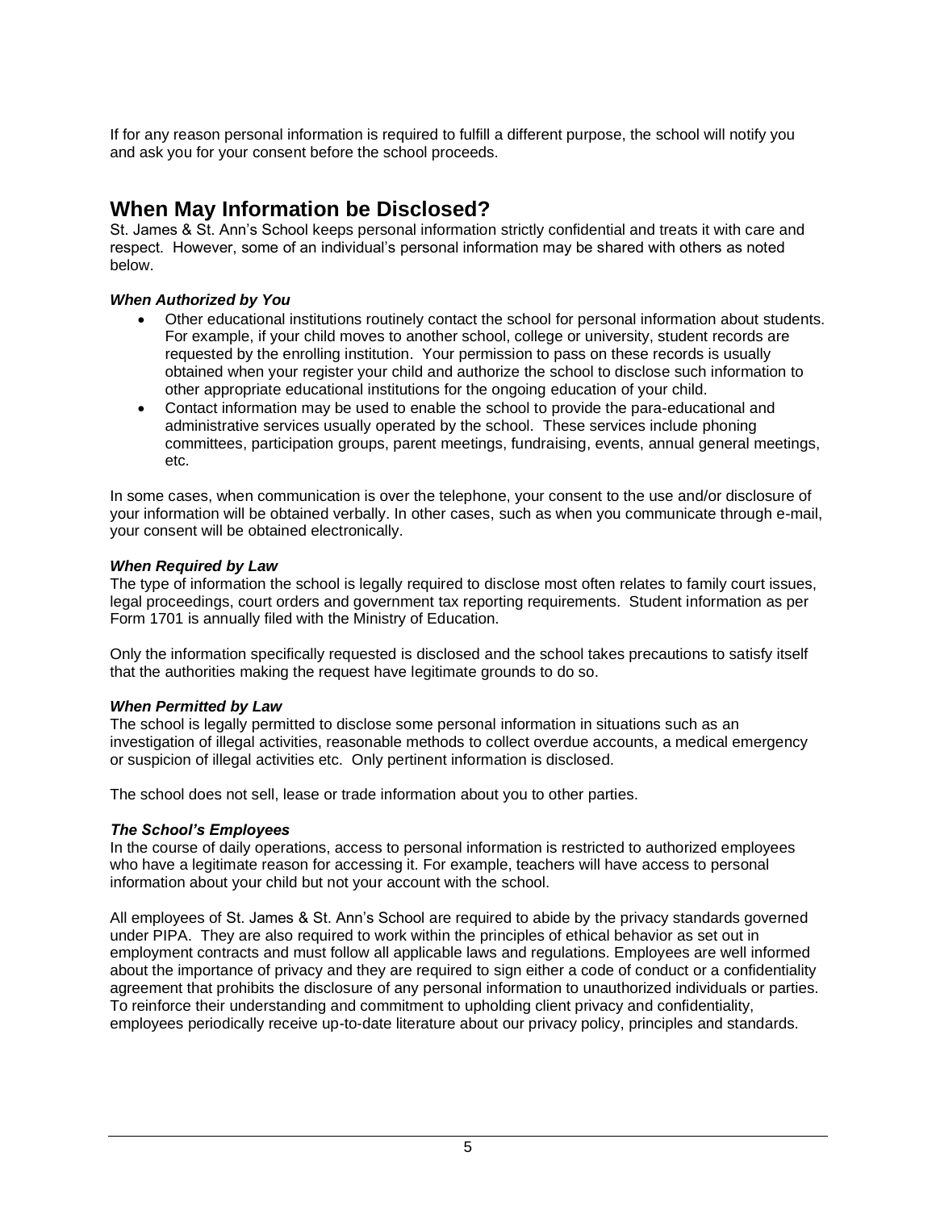If for any reason personal information is required to fulfill a different purpose, the school will notify you and ask you for your consent before the school proceeds.

## When May Information be Disclosed?

St. James & St. Ann's School keeps personal information strictly confidential and treats it with care and respect. However, some of an individual's personal information may be shared with others as noted below.

### *When Authorized by You*

- Other educational institutions routinely contact the school for personal information about students. For example, if your child moves to another school, college or university, student records are requested by the enrolling institution. Your permission to pass on these records is usually obtained when your register your child and authorize the school to disclose such information to other appropriate educational institutions for the ongoing education of your child.
- Contact information may be used to enable the school to provide the para-educational and administrative services usually operated by the school. These services include phoning committees, participation groups, parent meetings, fundraising, events, annual general meetings, etc.

In some cases, when communication is over the telephone, your consent to the use and/or disclosure of your information will be obtained verbally. In other cases, such as when you communicate through e-mail, your consent will be obtained electronically.

### *When Required by Law*

The type of information the school is legally required to disclose most often relates to family court issues, legal proceedings, court orders and government tax reporting requirements. Student information as per Form 1701 is annually filed with the Ministry of Education.

Only the information specifically requested is disclosed and the school takes precautions to satisfy itself that the authorities making the request have legitimate grounds to do so.

### *When Permitted by Law*

The school is legally permitted to disclose some personal information in situations such as an investigation of illegal activities, reasonable methods to collect overdue accounts, a medical emergency or suspicion of illegal activities etc. Only pertinent information is disclosed.

The school does not sell, lease or trade information about you to other parties.

### *The School's Employees*

In the course of daily operations, access to personal information is restricted to authorized employees who have a legitimate reason for accessing it. For example, teachers will have access to personal information about your child but not your account with the school.

All employees of St. James & St. Ann's School are required to abide by the privacy standards governed under PIPA. They are also required to work within the principles of ethical behavior as set out in employment contracts and must follow all applicable laws and regulations. Employees are well informed about the importance of privacy and they are required to sign either a code of conduct or a confidentiality agreement that prohibits the disclosure of any personal information to unauthorized individuals or parties. To reinforce their understanding and commitment to upholding client privacy and confidentiality, employees periodically receive up-to-date literature about our privacy policy, principles and standards.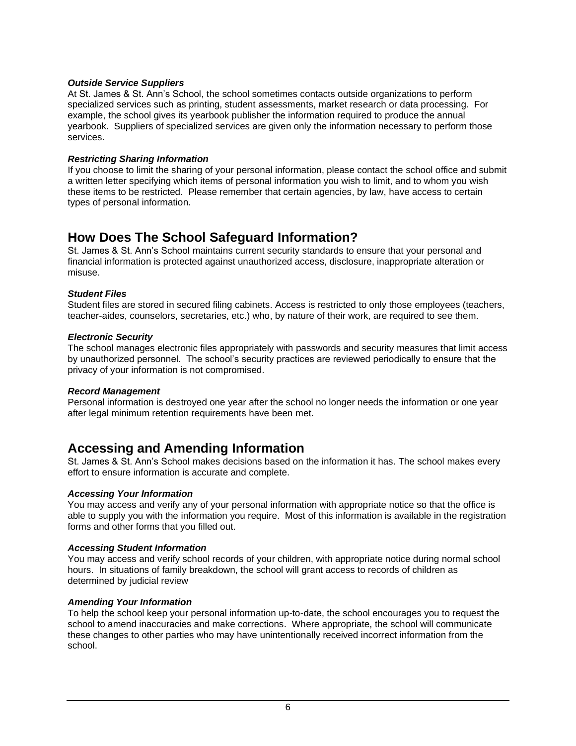### *Outside Service Suppliers*

At St. James & St. Ann's School, the school sometimes contacts outside organizations to perform specialized services such as printing, student assessments, market research or data processing. For example, the school gives its yearbook publisher the information required to produce the annual yearbook. Suppliers of specialized services are given only the information necessary to perform those services.

### *Restricting Sharing Information*

If you choose to limit the sharing of your personal information, please contact the school office and submit a written letter specifying which items of personal information you wish to limit, and to whom you wish these items to be restricted. Please remember that certain agencies, by law, have access to certain types of personal information.

## How Does The School Safeguard Information?

St. James & St. Ann's School maintains current security standards to ensure that your personal and financial information is protected against unauthorized access, disclosure, inappropriate alteration or misuse.

### *Student Files*

Student files are stored in secured filing cabinets. Access is restricted to only those employees (teachers, teacher-aides, counselors, secretaries, etc.) who, by nature of their work, are required to see them.

### *Electronic Security*

The school manages electronic files appropriately with passwords and security measures that limit access by unauthorized personnel. The school's security practices are reviewed periodically to ensure that the privacy of your information is not compromised.

### *Record Management*

Personal information is destroyed one year after the school no longer needs the information or one year after legal minimum retention requirements have been met.

## Accessing and Amending Information

St. James & St. Ann's School makes decisions based on the information it has. The school makes every effort to ensure information is accurate and complete.

### *Accessing Your Information*

You may access and verify any of your personal information with appropriate notice so that the office is able to supply you with the information you require. Most of this information is available in the registration forms and other forms that you filled out.

### *Accessing Student Information*

You may access and verify school records of your children, with appropriate notice during normal school hours. In situations of family breakdown, the school will grant access to records of children as determined by judicial review

### *Amending Your Information*

To help the school keep your personal information up-to-date, the school encourages you to request the school to amend inaccuracies and make corrections. Where appropriate, the school will communicate these changes to other parties who may have unintentionally received incorrect information from the school.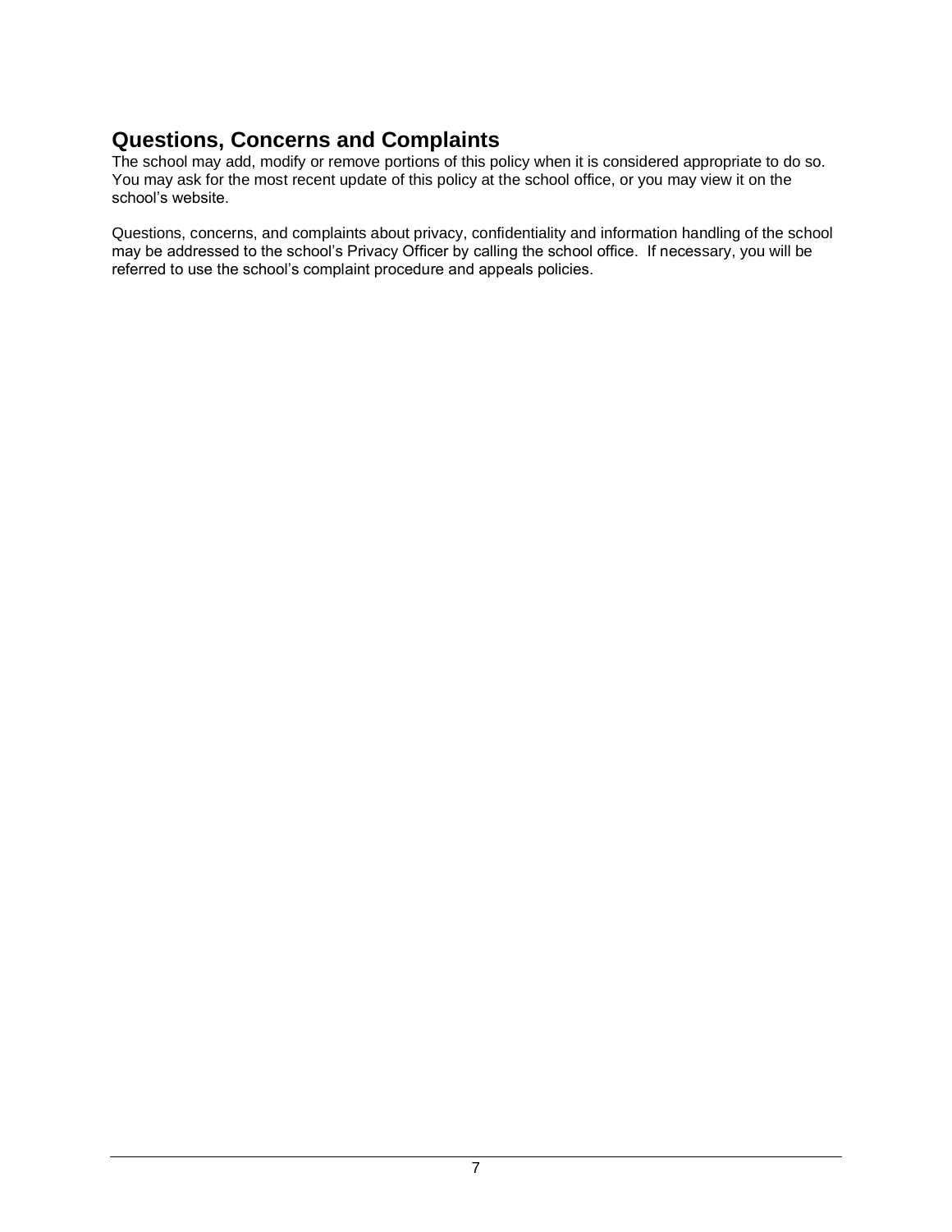## Questions, Concerns and Complaints

The school may add, modify or remove portions of this policy when it is considered appropriate to do so. You may ask for the most recent update of this policy at the school office, or you may view it on the school's website.

Questions, concerns, and complaints about privacy, confidentiality and information handling of the school may be addressed to the school's Privacy Officer by calling the school office. If necessary, you will be referred to use the school's complaint procedure and appeals policies.